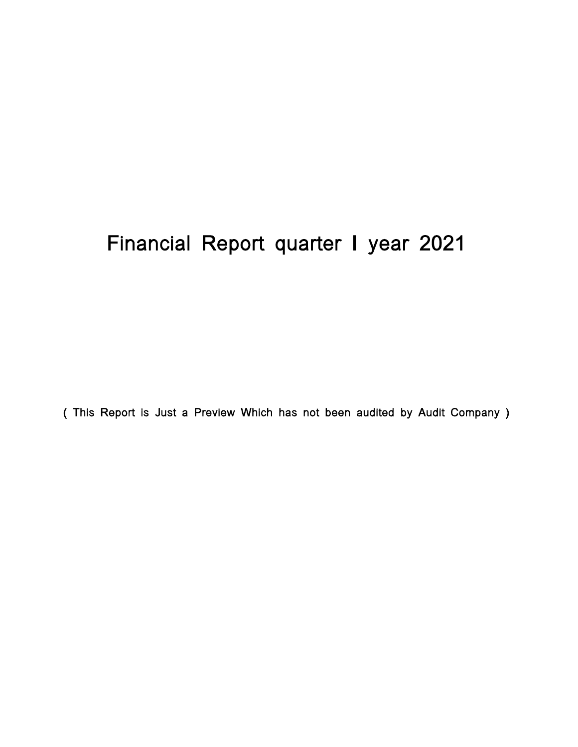# Financial Report quarter I year 2021

( This Report is Just a Preview Which has not been audited by Audit Company )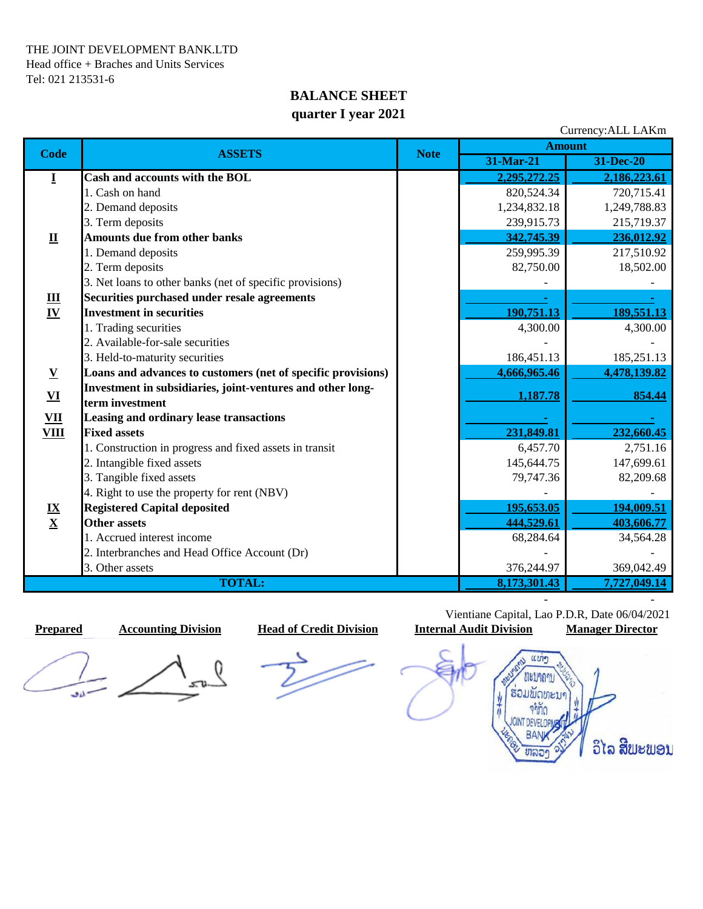THE JOINT DEVELOPMENT BANK.LTD
Head office + Braches and Units Services
Tel: 021 213531-6

# BALANCE SHEET
## quarter I year 2021

Currency:ALL LAKm

| Code | ASSETS | Note | Amount | |
|---|---|---|---|---|
| | | | 31-Mar-21 | 31-Dec-20 |
| **I** | **Cash and accounts with the BOL** | | **2,295,272.25** | **2,186,223.61** |
| | 1. Cash on hand | | 820,524.34 | 720,715.41 |
| | 2. Demand deposits | | 1,234,832.18 | 1,249,788.83 |
| | 3. Term deposits | | 239,915.73 | 215,719.37 |
| **II** | **Amounts due from other banks** | | **342,745.39** | **236,012.92** |
| | 1. Demand deposits | | 259,995.39 | 217,510.92 |
| | 2. Term deposits | | 82,750.00 | 18,502.00 |
| | 3. Net loans to other banks (net of specific provisions) | | - | - |
| **III** | **Securities purchased under resale agreements** | | **-** | **-** |
| **IV** | **Investment in securities** | | **190,751.13** | **189,551.13** |
| | 1. Trading securities | | 4,300.00 | 4,300.00 |
| | 2. Available-for-sale securities | | - | - |
| | 3. Held-to-maturity securities | | 186,451.13 | 185,251.13 |
| **V** | **Loans and advances to customers (net of specific provisions)** | | **4,666,965.46** | **4,478,139.82** |
| **VI** | **Investment in subsidiaries, joint-ventures and other long-term investment** | | **1,187.78** | **854.44** |
| **VII** | **Leasing and ordinary lease transactions** | | **-** | **-** |
| **VIII** | **Fixed assets** | | **231,849.81** | **232,660.45** |
| | 1. Construction in progress and fixed assets in transit | | 6,457.70 | 2,751.16 |
| | 2. Intangible fixed assets | | 145,644.75 | 147,699.61 |
| | 3. Tangible fixed assets | | 79,747.36 | 82,209.68 |
| | 4. Right to use the property for rent (NBV) | | - | - |
| **IX** | **Registered Capital deposited** | | **195,653.05** | **194,009.51** |
| **X** | **Other assets** | | **444,529.61** | **403,606.77** |
| | 1. Accrued interest income | | 68,284.64 | 34,564.28 |
| | 2. Interbranches and Head Office Account (Dr) | | - | - |
| | 3. Other assets | | 376,244.97 | 369,042.49 |
| | **TOTAL:** | | **8,173,301.43** | **7,727,049.14** |

Vientiane Capital, Lao P.D.R, Date 06/04/2021

| Prepared | Accounting Division | Head of Credit Division | Internal Audit Division | Manager Director |
|---|---|---|---|---|

ວິໄລ ສີພະພອນ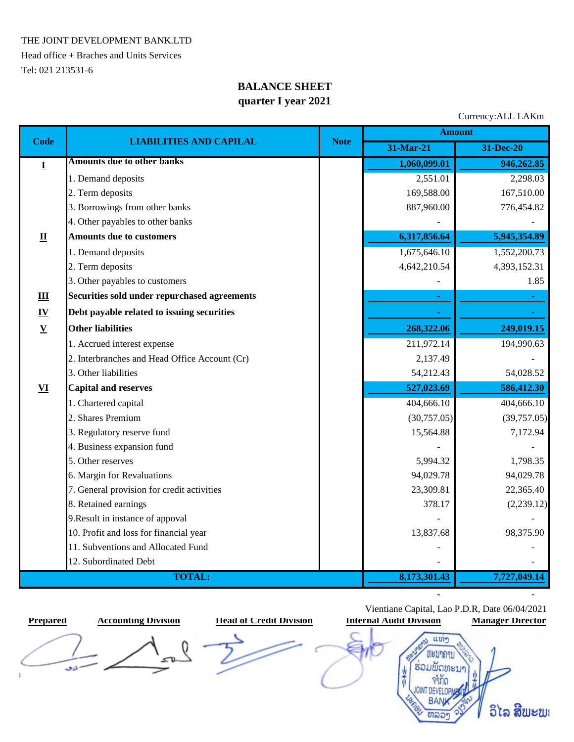THE JOINT DEVELOPMENT BANK.LTD

Head office + Braches and Units Services

Tel: 021 213531-6

# BALANCE SHEET
## quarter I year 2021

Currency:ALL LAKm

| Code | LIABILITIES AND CAPILAL | Note | Amount | |
|---|---|---|---|---|
| | | | 31-Mar-21 | 31-Dec-20 |
| **I** | **Amounts due to other banks** | | **1,060,099.01** | **946,262.85** |
| | 1. Demand deposits | | 2,551.01 | 2,298.03 |
| | 2. Term deposits | | 169,588.00 | 167,510.00 |
| | 3. Borrowings from other banks | | 887,960.00 | 776,454.82 |
| | 4. Other payables to other banks | | - | - |
| **II** | **Amounts due to customers** | | **6,317,856.64** | **5,945,354.89** |
| | 1. Demand deposits | | 1,675,646.10 | 1,552,200.73 |
| | 2. Term deposits | | 4,642,210.54 | 4,393,152.31 |
| | 3. Other payables to customers | | - | 1.85 |
| **III** | **Securities sold under repurchased agreements** | | - | - |
| **IV** | **Debt payable related to issuing securities** | | - | - |
| **V** | **Other liabilities** | | **268,322.06** | **249,019.15** |
| | 1. Accrued interest expense | | 211,972.14 | 194,990.63 |
| | 2. Interbranches and Head Office Account (Cr) | | 2,137.49 | - |
| | 3. Other liabilities | | 54,212.43 | 54,028.52 |
| **VI** | **Capital and reserves** | | **527,023.69** | **586,412.30** |
| | 1. Chartered capital | | 404,666.10 | 404,666.10 |
| | 2. Shares Premium | | (30,757.05) | (39,757.05) |
| | 3. Regulatory reserve fund | | 15,564.88 | 7,172.94 |
| | 4. Business expansion fund | | - | - |
| | 5. Other reserves | | 5,994.32 | 1,798.35 |
| | 6. Margin for Revaluations | | 94,029.78 | 94,029.78 |
| | 7. General provision for credit activities | | 23,309.81 | 22,365.40 |
| | 8. Retained earnings | | 378.17 | (2,239.12) |
| | 9.Result in instance of appoval | | - | - |
| | 10. Profit and loss for financial year | | 13,837.68 | 98,375.90 |
| | 11. Subventions and Allocated Fund | | - | - |
| | 12. Subordinated Debt | | - | - |
| | **TOTAL:** | | **8,173,301.43** | **7,727,049.14** |
| | | | - | - |

Vientiane Capital, Lao P.D.R, Date 06/04/2021

| Prepared | Accounting Division | Head of Credit Division | Internal Audit Division | Manager Director |
|---|---|---|---|---|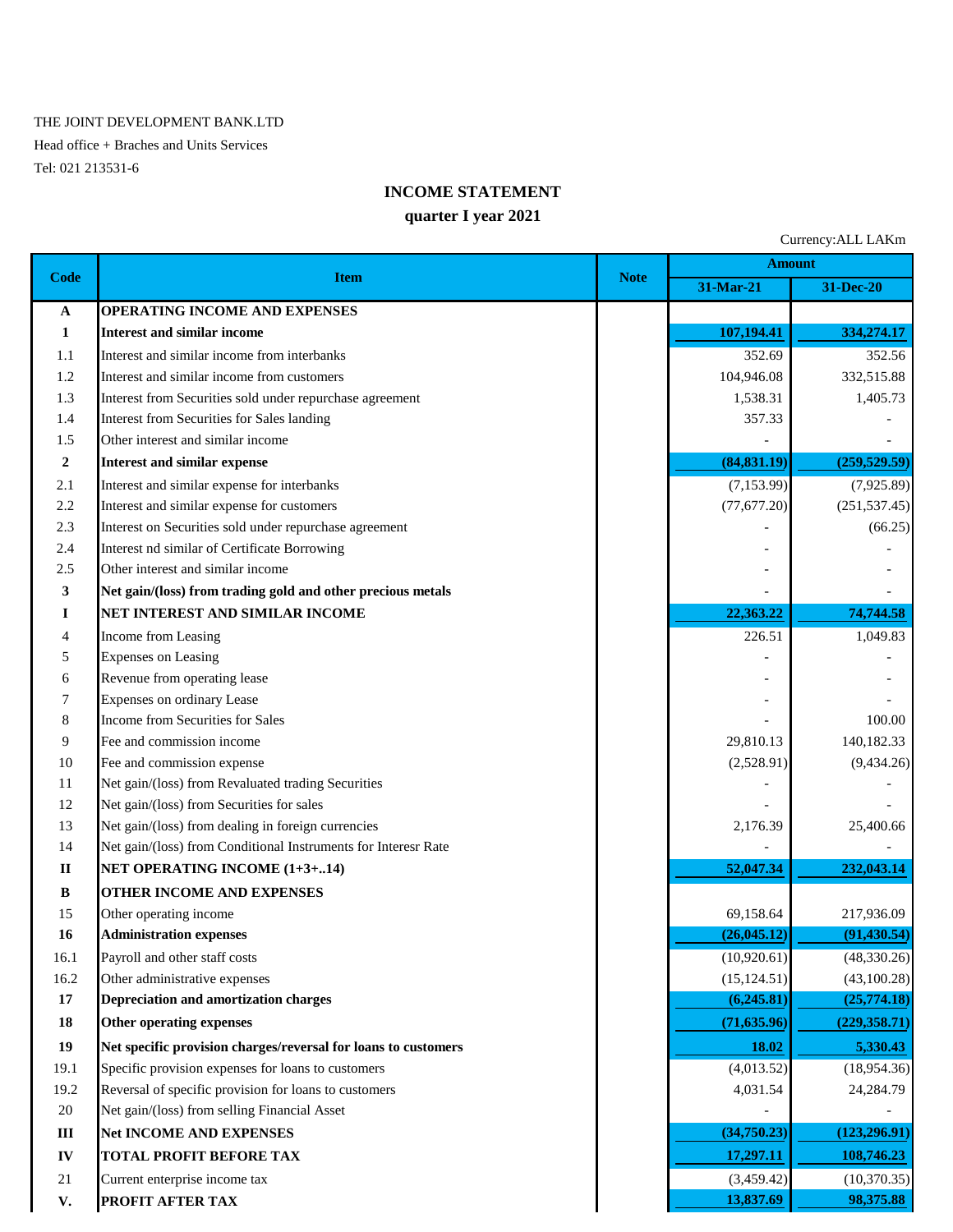THE JOINT DEVELOPMENT BANK.LTD

Head office + Braches and Units Services

Tel: 021 213531-6

## INCOME STATEMENT

### quarter I year 2021

Currency:ALL LAKm

| Code | Item | Note | Amount | |
|---|---|---|---|---|
| | | | 31-Mar-21 | 31-Dec-20 |
| **A** | **OPERATING INCOME AND EXPENSES** | | | |
| **1** | **Interest and similar income** | | **107,194.41** | **334,274.17** |
| 1.1 | Interest and similar income from interbanks | | 352.69 | 352.56 |
| 1.2 | Interest and similar income from customers | | 104,946.08 | 332,515.88 |
| 1.3 | Interest from Securities sold under repurchase agreement | | 1,538.31 | 1,405.73 |
| 1.4 | Interest from Securities for Sales landing | | 357.33 | - |
| 1.5 | Other interest and similar income | | - | - |
| **2** | **Interest and similar expense** | | **(84,831.19)** | **(259,529.59)** |
| 2.1 | Interest and similar expense for interbanks | | (7,153.99) | (7,925.89) |
| 2.2 | Interest and similar expense for customers | | (77,677.20) | (251,537.45) |
| 2.3 | Interest on Securities sold under repurchase agreement | | - | (66.25) |
| 2.4 | Interest nd similar of Certificate Borrowing | | - | - |
| 2.5 | Other interest and similar income | | - | - |
| **3** | **Net gain/(loss) from trading gold and other precious metals** | | - | - |
| **I** | **NET INTEREST AND SIMILAR INCOME** | | **22,363.22** | **74,744.58** |
| 4 | Income from Leasing | | 226.51 | 1,049.83 |
| 5 | Expenses on Leasing | | - | - |
| 6 | Revenue from operating lease | | - | - |
| 7 | Expenses on ordinary Lease | | - | - |
| 8 | Income from Securities for Sales | | - | 100.00 |
| 9 | Fee and commission income | | 29,810.13 | 140,182.33 |
| 10 | Fee and commission expense | | (2,528.91) | (9,434.26) |
| 11 | Net gain/(loss) from Revaluated trading Securities | | - | - |
| 12 | Net gain/(loss) from Securities for sales | | - | - |
| 13 | Net gain/(loss) from dealing in foreign currencies | | 2,176.39 | 25,400.66 |
| 14 | Net gain/(loss) from Conditional Instruments for Interesr Rate | | - | - |
| **II** | **NET OPERATING INCOME (1+3+..14)** | | **52,047.34** | **232,043.14** |
| **B** | **OTHER INCOME AND EXPENSES** | | | |
| 15 | Other operating income | | 69,158.64 | 217,936.09 |
| **16** | **Administration expenses** | | **(26,045.12)** | **(91,430.54)** |
| 16.1 | Payroll and other staff costs | | (10,920.61) | (48,330.26) |
| 16.2 | Other administrative expenses | | (15,124.51) | (43,100.28) |
| **17** | **Depreciation and amortization charges** | | **(6,245.81)** | **(25,774.18)** |
| **18** | **Other operating expenses** | | **(71,635.96)** | **(229,358.71)** |
| **19** | **Net specific provision charges/reversal for loans to customers** | | **18.02** | **5,330.43** |
| 19.1 | Specific provision expenses for loans to customers | | (4,013.52) | (18,954.36) |
| 19.2 | Reversal of specific provision for loans to customers | | 4,031.54 | 24,284.79 |
| 20 | Net gain/(loss) from selling Financial Asset | | - | - |
| **III** | **Net INCOME AND EXPENSES** | | **(34,750.23)** | **(123,296.91)** |
| **IV** | **TOTAL PROFIT BEFORE TAX** | | **17,297.11** | **108,746.23** |
| 21 | Current enterprise income tax | | (3,459.42) | (10,370.35) |
| **V.** | **PROFIT AFTER TAX** | | **13,837.69** | **98,375.88** |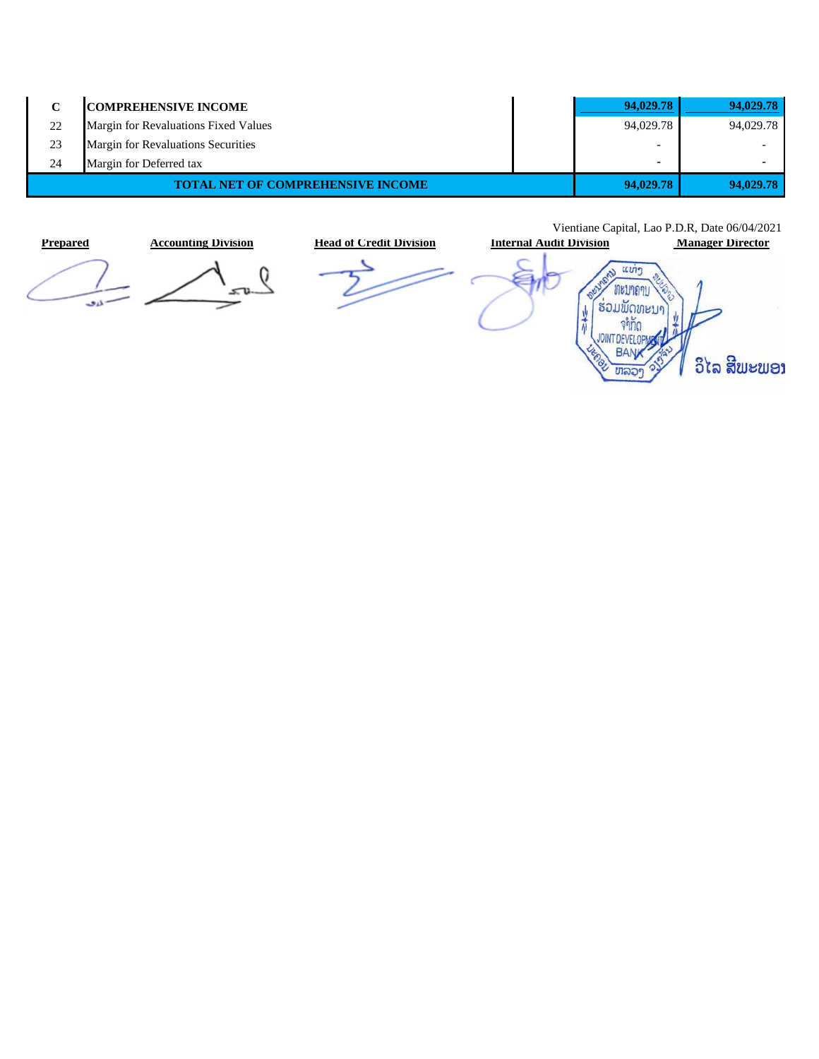| | | | | |
|---|---|---|---|---|
| **C** | **COMPREHENSIVE INCOME** | | **94,029.78** | **94,029.78** |
| 22 | Margin for Revaluations Fixed Values | | 94,029.78 | 94,029.78 |
| 23 | Margin for Revaluations Securities | | - | - |
| 24 | Margin for Deferred tax | | - | - |
| | **TOTAL NET OF COMPREHENSIVE INCOME** | | **94,029.78** | **94,029.78** |

Vientiane Capital, Lao P.D.R, Date 06/04/2021

| **Prepared** | **Accounting Division** | **Head of Credit Division** | **Internal Audit Division** | **Manager Director** |
|---|---|---|---|---|

ທະນາຄານ ຮ່ວມພັດທະນາ ຈຳກັດ JOINT DEVELOPMENT BANK

ວິໄລ ສີພະພອນ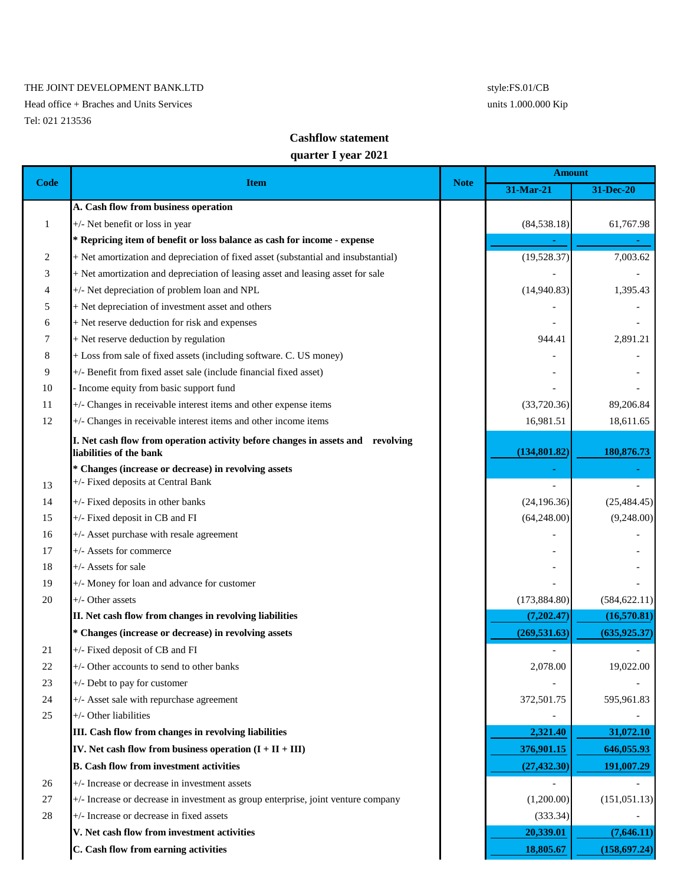THE JOINT DEVELOPMENT BANK.LTD

Head office + Braches and Units Services

Tel: 021 213536

style:FS.01/CB

units 1.000.000 Kip

## Cashflow statement

## quarter I year 2021

| Code | Item | Note | Amount | |
|---|---|---|---|---|
| | | | 31-Mar-21 | 31-Dec-20 |
| | **A. Cash flow from business operation** | | | |
| 1 | +/- Net benefit or loss in year | | (84,538.18) | 61,767.98 |
| | **\* Repricing item of benefit or loss balance as cash for income - expense** | | - | - |
| 2 | + Net amortization and depreciation of fixed asset (substantial and insubstantial) | | (19,528.37) | 7,003.62 |
| 3 | + Net amortization and depreciation of leasing asset and leasing asset for sale | | - | - |
| 4 | +/- Net depreciation of problem loan and NPL | | (14,940.83) | 1,395.43 |
| 5 | + Net depreciation of investment asset and others | | - | - |
| 6 | + Net reserve deduction for risk and expenses | | - | - |
| 7 | + Net reserve deduction by regulation | | 944.41 | 2,891.21 |
| 8 | + Loss from sale of fixed assets (including software. C. US money) | | - | - |
| 9 | +/- Benefit from fixed asset sale (include financial fixed asset) | | - | - |
| 10 | - Income equity from basic support fund | | - | - |
| 11 | +/- Changes in receivable interest items and other expense items | | (33,720.36) | 89,206.84 |
| 12 | +/- Changes in receivable interest items and other income items | | 16,981.51 | 18,611.65 |
| | **I. Net cash flow from operation activity before changes in assets and revolving liabilities of the bank** | | **(134,801.82)** | **180,876.73** |
| | **\* Changes (increase or decrease) in revolving assets** | | - | - |
| 13 | +/- Fixed deposits at Central Bank | | - | - |
| 14 | +/- Fixed deposits in other banks | | (24,196.36) | (25,484.45) |
| 15 | +/- Fixed deposit in CB and FI | | (64,248.00) | (9,248.00) |
| 16 | +/- Asset purchase with resale agreement | | - | - |
| 17 | +/- Assets for commerce | | - | - |
| 18 | +/- Assets for sale | | - | - |
| 19 | +/- Money for loan and advance for customer | | - | - |
| 20 | +/- Other assets | | (173,884.80) | (584,622.11) |
| | **II. Net cash flow from changes in revolving liabilities** | | **(7,202.47)** | **(16,570.81)** |
| | **\* Changes (increase or decrease) in revolving assets** | | **(269,531.63)** | **(635,925.37)** |
| 21 | +/- Fixed deposit of CB and FI | | - | - |
| 22 | +/- Other accounts to send to other banks | | 2,078.00 | 19,022.00 |
| 23 | +/- Debt to pay for customer | | - | - |
| 24 | +/- Asset sale with repurchase agreement | | 372,501.75 | 595,961.83 |
| 25 | +/- Other liabilities | | - | - |
| | **III. Cash flow from changes in revolving liabilities** | | **2,321.40** | **31,072.10** |
| | **IV. Net cash flow from business operation (I + II + III)** | | **376,901.15** | **646,055.93** |
| | **B. Cash flow from investment activities** | | **(27,432.30)** | **191,007.29** |
| 26 | +/- Increase or decrease in investment assets | | - | - |
| 27 | +/- Increase or decrease in investment as group enterprise, joint venture company | | (1,200.00) | (151,051.13) |
| 28 | +/- Increase or decrease in fixed assets | | (333.34) | - |
| | **V. Net cash flow from investment activities** | | **20,339.01** | **(7,646.11)** |
| | **C. Cash flow from earning activities** | | **18,805.67** | **(158,697.24)** |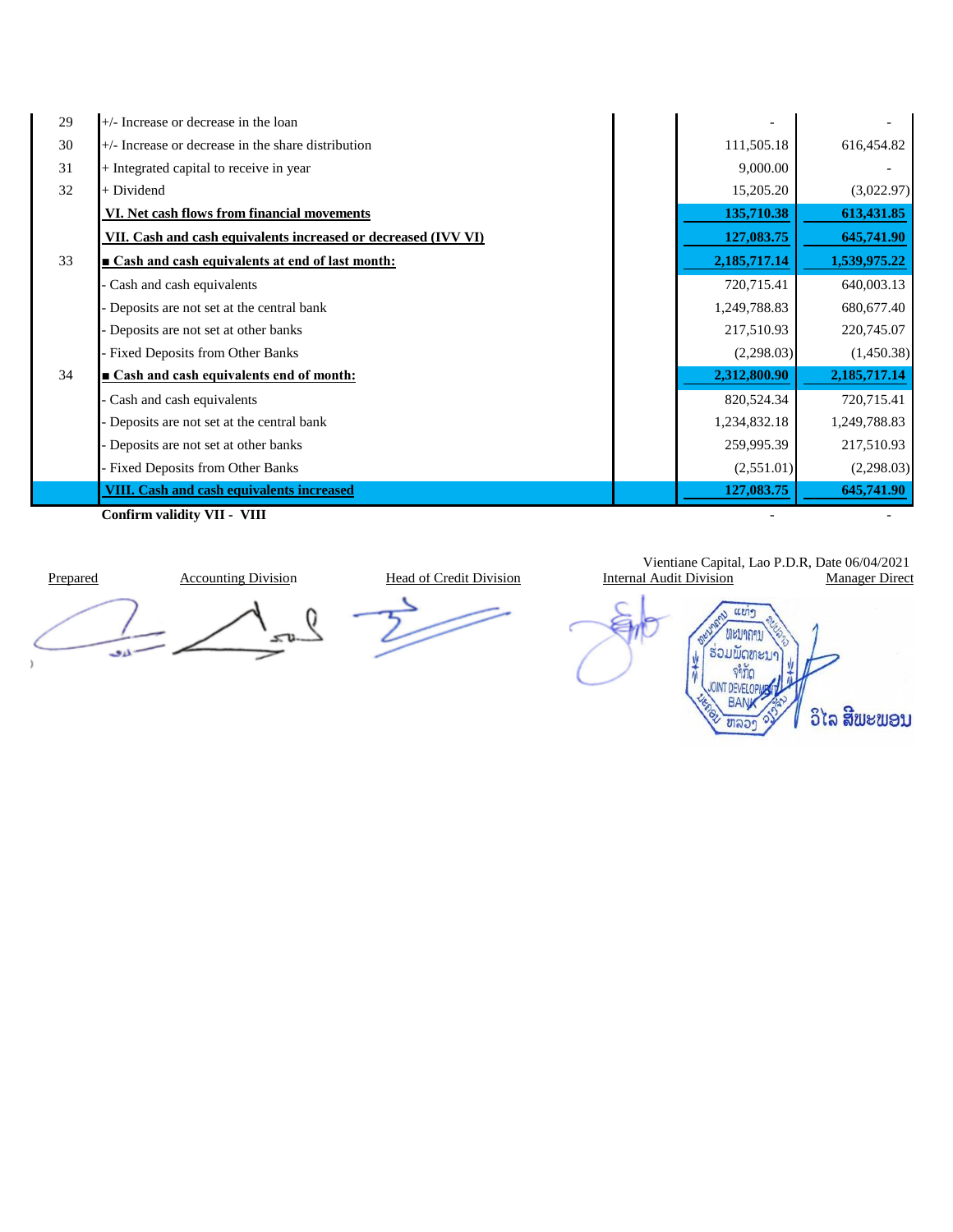| | | | | |
|---|---|---|---|---|
| 29 | +/- Increase or decrease in the loan | | - | - |
| 30 | +/- Increase or decrease in the share distribution | | 111,505.18 | 616,454.82 |
| 31 | + Integrated capital to receive in year | | 9,000.00 | - |
| 32 | + Dividend | | 15,205.20 | (3,022.97) |
| | **VI. Net cash flows from financial movements** | | **135,710.38** | **613,431.85** |
| | **VII. Cash and cash equivalents increased or decreased (IVV VI)** | | **127,083.75** | **645,741.90** |
| 33 | **■ Cash and cash equivalents at end of last month:** | | **2,185,717.14** | **1,539,975.22** |
| | - Cash and cash equivalents | | 720,715.41 | 640,003.13 |
| | - Deposits are not set at the central bank | | 1,249,788.83 | 680,677.40 |
| | - Deposits are not set at other banks | | 217,510.93 | 220,745.07 |
| | - Fixed Deposits from Other Banks | | (2,298.03) | (1,450.38) |
| 34 | **■ Cash and cash equivalents end of month:** | | **2,312,800.90** | **2,185,717.14** |
| | - Cash and cash equivalents | | 820,524.34 | 720,715.41 |
| | - Deposits are not set at the central bank | | 1,234,832.18 | 1,249,788.83 |
| | - Deposits are not set at other banks | | 259,995.39 | 217,510.93 |
| | - Fixed Deposits from Other Banks | | (2,551.01) | (2,298.03) |
| | **VIII. Cash and cash equivalents increased** | | **127,083.75** | **645,741.90** |
| | **Confirm validity VII - VIII** | | - | - |

Vientiane Capital, Lao P.D.R, Date 06/04/2021

Prepared | Accounting Division | Head of Credit Division | Internal Audit Division | Manager Direct

ວິໄລ ສີພະພອນ